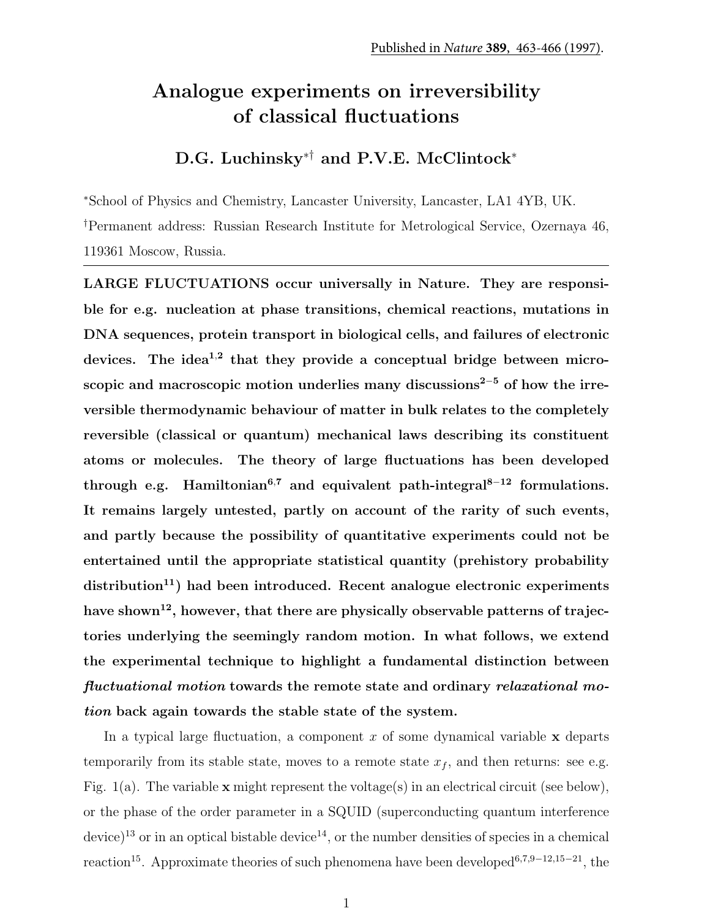Published in *Nature* **389**, 463-466 (1997).

# Analogue experiments on irreversibility of classical fluctuations

**D.G. Luchinsky*† and P.V.E. McClintock***

*School of Physics and Chemistry, Lancaster University, Lancaster, LA1 4YB, UK.

†Permanent address: Russian Research Institute for Metrological Service, Ozernaya 46, 119361 Moscow, Russia.

---

**LARGE FLUCTUATIONS occur universally in Nature. They are responsible for e.g. nucleation at phase transitions, chemical reactions, mutations in DNA sequences, protein transport in biological cells, and failures of electronic devices. The idea[1,2] that they provide a conceptual bridge between microscopic and macroscopic motion underlies many discussions[2–5] of how the irreversible thermodynamic behaviour of matter in bulk relates to the completely reversible (classical or quantum) mechanical laws describing its constituent atoms or molecules. The theory of large fluctuations has been developed through e.g. Hamiltonian[6,7] and equivalent path-integral[8–12] formulations. It remains largely untested, partly on account of the rarity of such events, and partly because the possibility of quantitative experiments could not be entertained until the appropriate statistical quantity (prehistory probability distribution[11]) had been introduced. Recent analogue electronic experiments have shown[12], however, that there are physically observable patterns of trajectories underlying the seemingly random motion. In what follows, we extend the experimental technique to highlight a fundamental distinction between *fluctuational motion* towards the remote state and ordinary *relaxational motion* back again towards the stable state of the system.**

In a typical large fluctuation, a component $x$ of some dynamical variable $\mathbf{x}$ departs temporarily from its stable state, moves to a remote state $x_f$, and then returns: see e.g. Fig. 1(a). The variable $\mathbf{x}$ might represent the voltage(s) in an electrical circuit (see below), or the phase of the order parameter in a SQUID (superconducting quantum interference device)[13] or in an optical bistable device[14], or the number densities of species in a chemical reaction[15]. Approximate theories of such phenomena have been developed[6,7,9–12,15–21], the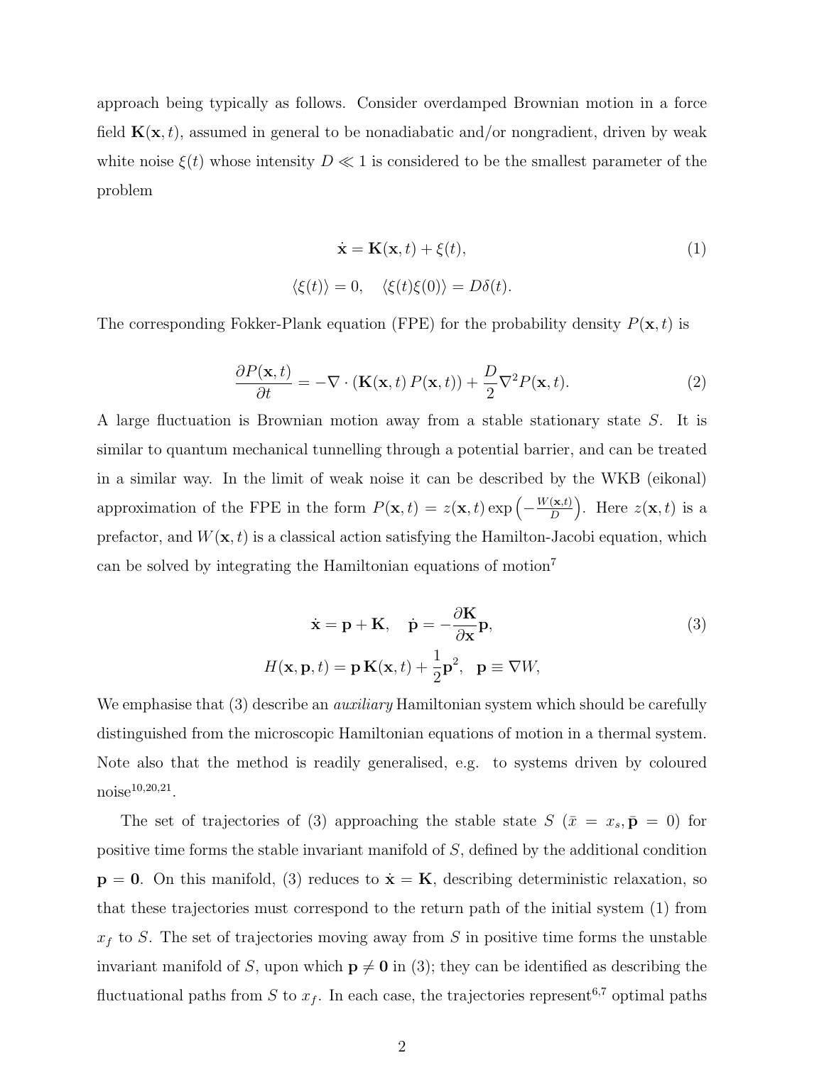approach being typically as follows. Consider overdamped Brownian motion in a force field $\mathbf{K}(\mathbf{x}, t)$, assumed in general to be nonadiabatic and/or nongradient, driven by weak white noise $\xi(t)$ whose intensity $D \ll 1$ is considered to be the smallest parameter of the problem

$$
\dot{\mathbf{x}} = \mathbf{K}(\mathbf{x}, t) + \xi(t), \tag{1}
$$
$$
\langle \xi(t) \rangle = 0, \quad \langle \xi(t)\xi(0) \rangle = D\delta(t).
$$

The corresponding Fokker-Plank equation (FPE) for the probability density $P(\mathbf{x}, t)$ is

$$
\frac{\partial P(\mathbf{x}, t)}{\partial t} = -\nabla \cdot (\mathbf{K}(\mathbf{x}, t)\, P(\mathbf{x}, t)) + \frac{D}{2}\nabla^2 P(\mathbf{x}, t). \tag{2}
$$

A large fluctuation is Brownian motion away from a stable stationary state $S$. It is similar to quantum mechanical tunnelling through a potential barrier, and can be treated in a similar way. In the limit of weak noise it can be described by the WKB (eikonal) approximation of the FPE in the form $P(\mathbf{x}, t) = z(\mathbf{x}, t) \exp\left(-\frac{W(\mathbf{x},t)}{D}\right)$. Here $z(\mathbf{x}, t)$ is a prefactor, and $W(\mathbf{x}, t)$ is a classical action satisfying the Hamilton-Jacobi equation, which can be solved by integrating the Hamiltonian equations of motion[7]

$$
\dot{\mathbf{x}} = \mathbf{p} + \mathbf{K}, \quad \dot{\mathbf{p}} = -\frac{\partial \mathbf{K}}{\partial \mathbf{x}}\mathbf{p}, \tag{3}
$$
$$
H(\mathbf{x}, \mathbf{p}, t) = \mathbf{p}\,\mathbf{K}(\mathbf{x}, t) + \frac{1}{2}\mathbf{p}^2, \quad \mathbf{p} \equiv \nabla W,
$$

We emphasise that (3) describe an *auxiliary* Hamiltonian system which should be carefully distinguished from the microscopic Hamiltonian equations of motion in a thermal system. Note also that the method is readily generalised, e.g. to systems driven by coloured noise[10,20,21].

The set of trajectories of (3) approaching the stable state $S$ ($\bar{x} = x_s, \bar{\mathbf{p}} = 0$) for positive time forms the stable invariant manifold of $S$, defined by the additional condition $\mathbf{p} = \mathbf{0}$. On this manifold, (3) reduces to $\dot{\mathbf{x}} = \mathbf{K}$, describing deterministic relaxation, so that these trajectories must correspond to the return path of the initial system (1) from $x_f$ to $S$. The set of trajectories moving away from $S$ in positive time forms the unstable invariant manifold of $S$, upon which $\mathbf{p} \neq \mathbf{0}$ in (3); they can be identified as describing the fluctuational paths from $S$ to $x_f$. In each case, the trajectories represent[6,7] optimal paths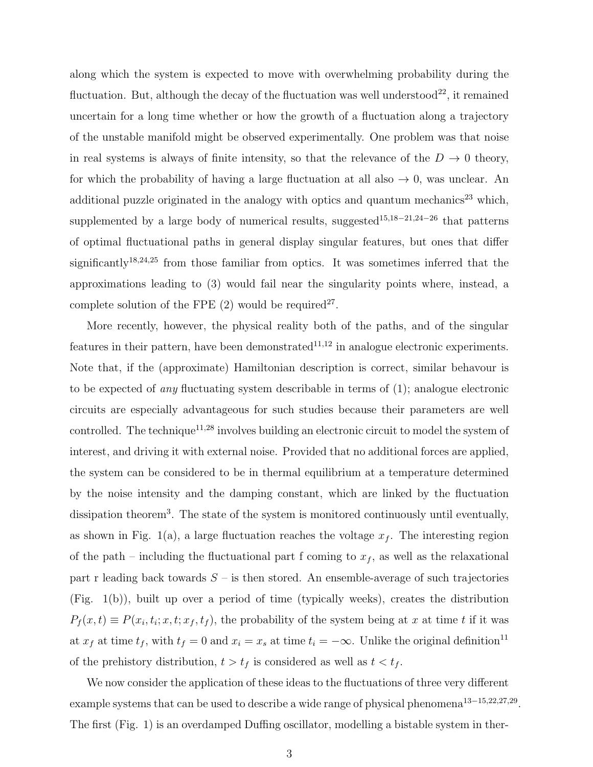along which the system is expected to move with overwhelming probability during the fluctuation. But, although the decay of the fluctuation was well understood[22], it remained uncertain for a long time whether or how the growth of a fluctuation along a trajectory of the unstable manifold might be observed experimentally. One problem was that noise in real systems is always of finite intensity, so that the relevance of the $D \to 0$ theory, for which the probability of having a large fluctuation at all also $\to 0$, was unclear. An additional puzzle originated in the analogy with optics and quantum mechanics[23] which, supplemented by a large body of numerical results, suggested[15,18–21,24–26] that patterns of optimal fluctuational paths in general display singular features, but ones that differ significantly[18,24,25] from those familiar from optics. It was sometimes inferred that the approximations leading to (3) would fail near the singularity points where, instead, a complete solution of the FPE (2) would be required[27].

More recently, however, the physical reality both of the paths, and of the singular features in their pattern, have been demonstrated[11,12] in analogue electronic experiments. Note that, if the (approximate) Hamiltonian description is correct, similar behaviour is to be expected of *any* fluctuating system describable in terms of (1); analogue electronic circuits are especially advantageous for such studies because their parameters are well controlled. The technique[11,28] involves building an electronic circuit to model the system of interest, and driving it with external noise. Provided that no additional forces are applied, the system can be considered to be in thermal equilibrium at a temperature determined by the noise intensity and the damping constant, which are linked by the fluctuation dissipation theorem[3]. The state of the system is monitored continuously until eventually, as shown in Fig. 1(a), a large fluctuation reaches the voltage $x_f$. The interesting region of the path – including the fluctuational part f coming to $x_f$, as well as the relaxational part r leading back towards $S$ – is then stored. An ensemble-average of such trajectories (Fig. 1(b)), built up over a period of time (typically weeks), creates the distribution $P_f(x,t) \equiv P(x_i, t_i; x, t; x_f, t_f)$, the probability of the system being at $x$ at time $t$ if it was at $x_f$ at time $t_f$, with $t_f = 0$ and $x_i = x_s$ at time $t_i = -\infty$. Unlike the original definition[11] of the prehistory distribution, $t > t_f$ is considered as well as $t < t_f$.

We now consider the application of these ideas to the fluctuations of three very different example systems that can be used to describe a wide range of physical phenomena[13–15,22,27,29]. The first (Fig. 1) is an overdamped Duffing oscillator, modelling a bistable system in ther-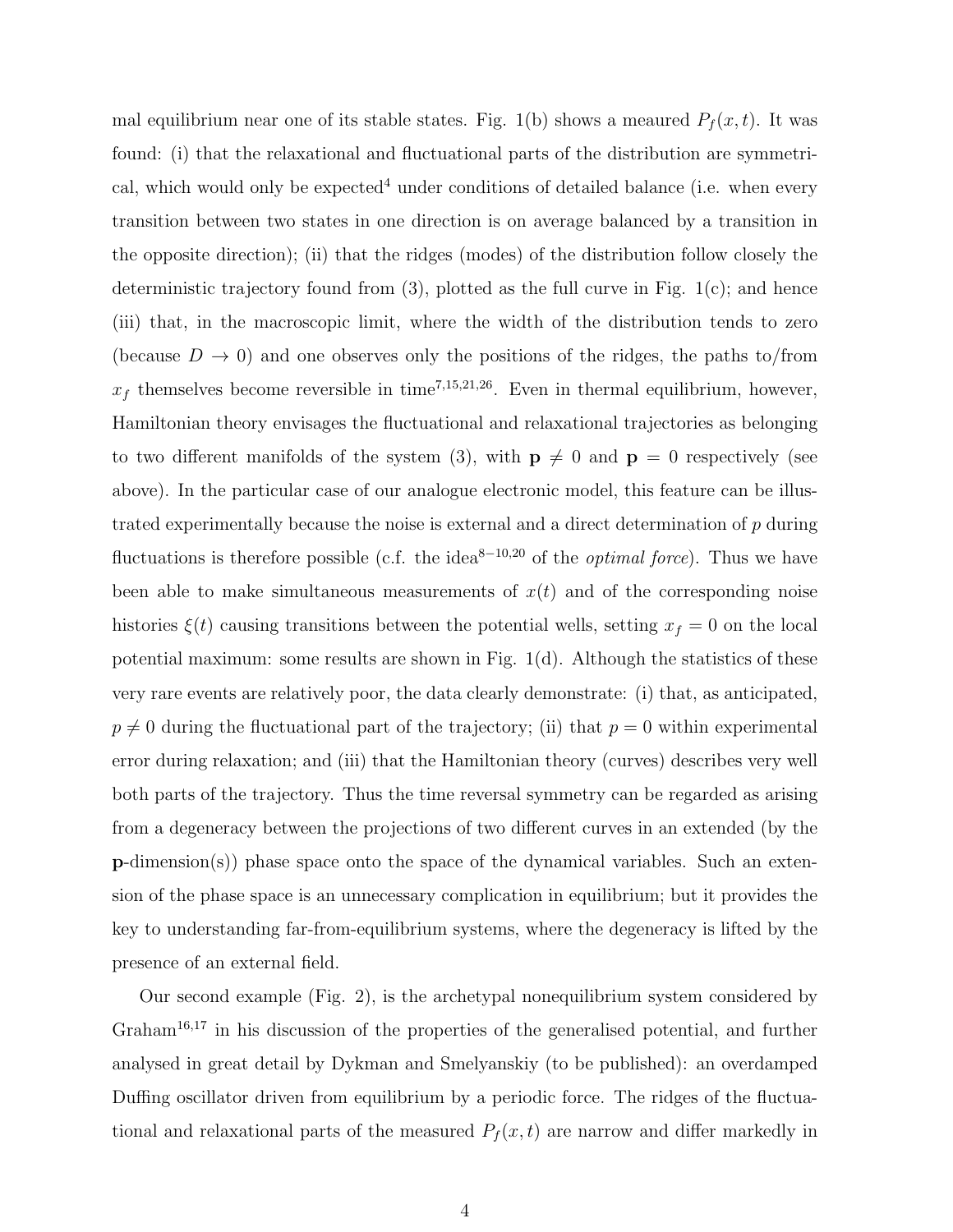mal equilibrium near one of its stable states. Fig. 1(b) shows a meaured $P_f(x,t)$. It was found: (i) that the relaxational and fluctuational parts of the distribution are symmetrical, which would only be expected[4] under conditions of detailed balance (i.e. when every transition between two states in one direction is on average balanced by a transition in the opposite direction); (ii) that the ridges (modes) of the distribution follow closely the deterministic trajectory found from (3), plotted as the full curve in Fig. 1(c); and hence (iii) that, in the macroscopic limit, where the width of the distribution tends to zero (because $D \to 0$) and one observes only the positions of the ridges, the paths to/from $x_f$ themselves become reversible in time[7,15,21,26]. Even in thermal equilibrium, however, Hamiltonian theory envisages the fluctuational and relaxational trajectories as belonging to two different manifolds of the system (3), with $\mathbf{p} \neq 0$ and $\mathbf{p} = 0$ respectively (see above). In the particular case of our analogue electronic model, this feature can be illustrated experimentally because the noise is external and a direct determination of $p$ during fluctuations is therefore possible (c.f. the idea[8−10,20] of the *optimal force*). Thus we have been able to make simultaneous measurements of $x(t)$ and of the corresponding noise histories $\xi(t)$ causing transitions between the potential wells, setting $x_f = 0$ on the local potential maximum: some results are shown in Fig. 1(d). Although the statistics of these very rare events are relatively poor, the data clearly demonstrate: (i) that, as anticipated, $p \neq 0$ during the fluctuational part of the trajectory; (ii) that $p = 0$ within experimental error during relaxation; and (iii) that the Hamiltonian theory (curves) describes very well both parts of the trajectory. Thus the time reversal symmetry can be regarded as arising from a degeneracy between the projections of two different curves in an extended (by the $\mathbf{p}$-dimension(s)) phase space onto the space of the dynamical variables. Such an extension of the phase space is an unnecessary complication in equilibrium; but it provides the key to understanding far-from-equilibrium systems, where the degeneracy is lifted by the presence of an external field.

Our second example (Fig. 2), is the archetypal nonequilibrium system considered by Graham[16,17] in his discussion of the properties of the generalised potential, and further analysed in great detail by Dykman and Smelyanskiy (to be published): an overdamped Duffing oscillator driven from equilibrium by a periodic force. The ridges of the fluctuational and relaxational parts of the measured $P_f(x,t)$ are narrow and differ markedly in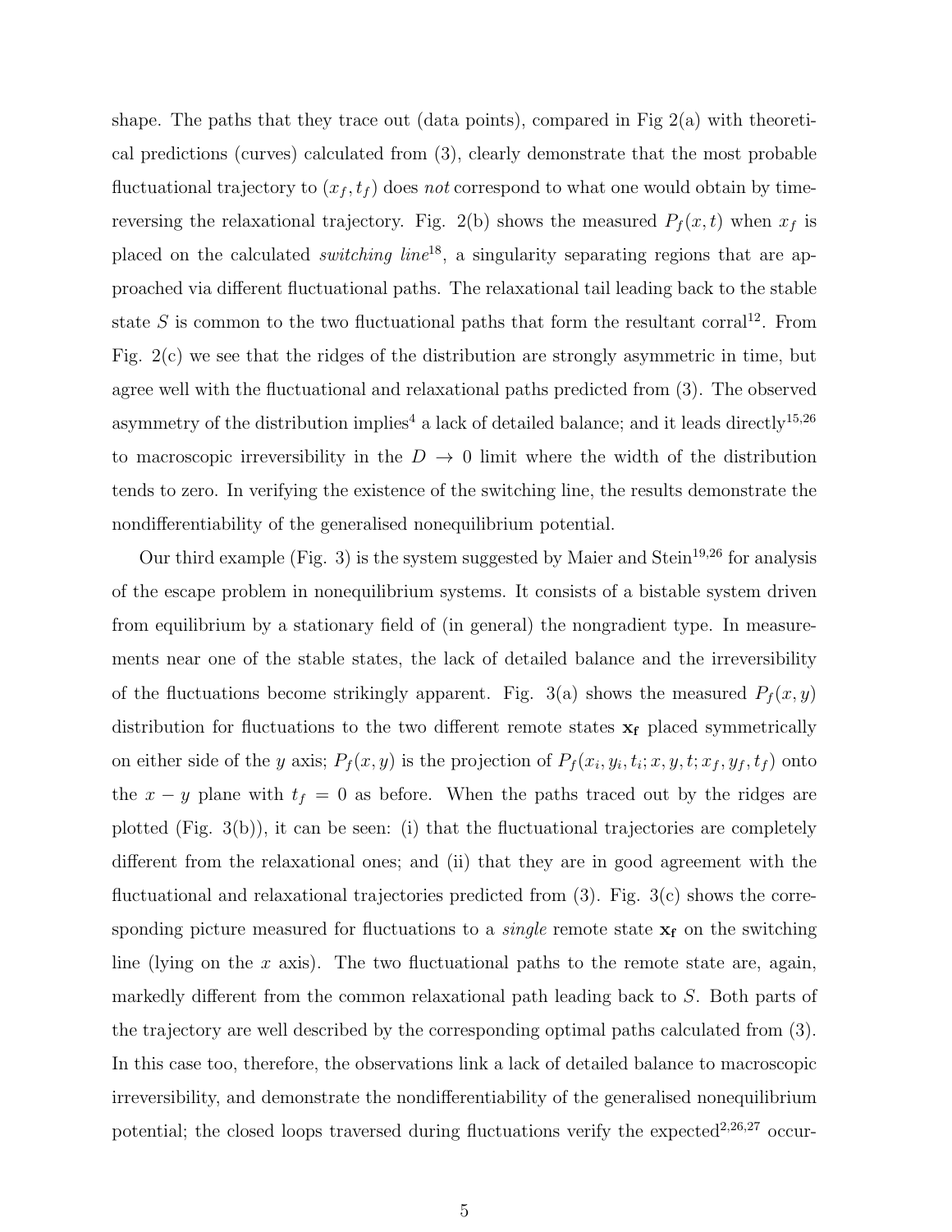shape. The paths that they trace out (data points), compared in Fig 2(a) with theoretical predictions (curves) calculated from (3), clearly demonstrate that the most probable fluctuational trajectory to $(x_f, t_f)$ does *not* correspond to what one would obtain by time-reversing the relaxational trajectory. Fig. 2(b) shows the measured $P_f(x,t)$ when $x_f$ is placed on the calculated *switching line*[18], a singularity separating regions that are approached via different fluctuational paths. The relaxational tail leading back to the stable state $S$ is common to the two fluctuational paths that form the resultant corral[12]. From Fig. 2(c) we see that the ridges of the distribution are strongly asymmetric in time, but agree well with the fluctuational and relaxational paths predicted from (3). The observed asymmetry of the distribution implies[4] a lack of detailed balance; and it leads directly[15,26] to macroscopic irreversibility in the $D \to 0$ limit where the width of the distribution tends to zero. In verifying the existence of the switching line, the results demonstrate the nondifferentiability of the generalised nonequilibrium potential.

Our third example (Fig. 3) is the system suggested by Maier and Stein[19,26] for analysis of the escape problem in nonequilibrium systems. It consists of a bistable system driven from equilibrium by a stationary field of (in general) the nongradient type. In measurements near one of the stable states, the lack of detailed balance and the irreversibility of the fluctuations become strikingly apparent. Fig. 3(a) shows the measured $P_f(x,y)$ distribution for fluctuations to the two different remote states $\mathbf{x_f}$ placed symmetrically on either side of the $y$ axis; $P_f(x,y)$ is the projection of $P_f(x_i, y_i, t_i; x, y, t; x_f, y_f, t_f)$ onto the $x-y$ plane with $t_f = 0$ as before. When the paths traced out by the ridges are plotted (Fig. 3(b)), it can be seen: (i) that the fluctuational trajectories are completely different from the relaxational ones; and (ii) that they are in good agreement with the fluctuational and relaxational trajectories predicted from (3). Fig. 3(c) shows the corresponding picture measured for fluctuations to a *single* remote state $\mathbf{x_f}$ on the switching line (lying on the $x$ axis). The two fluctuational paths to the remote state are, again, markedly different from the common relaxational path leading back to $S$. Both parts of the trajectory are well described by the corresponding optimal paths calculated from (3). In this case too, therefore, the observations link a lack of detailed balance to macroscopic irreversibility, and demonstrate the nondifferentiability of the generalised nonequilibrium potential; the closed loops traversed during fluctuations verify the expected[2,26,27] occur-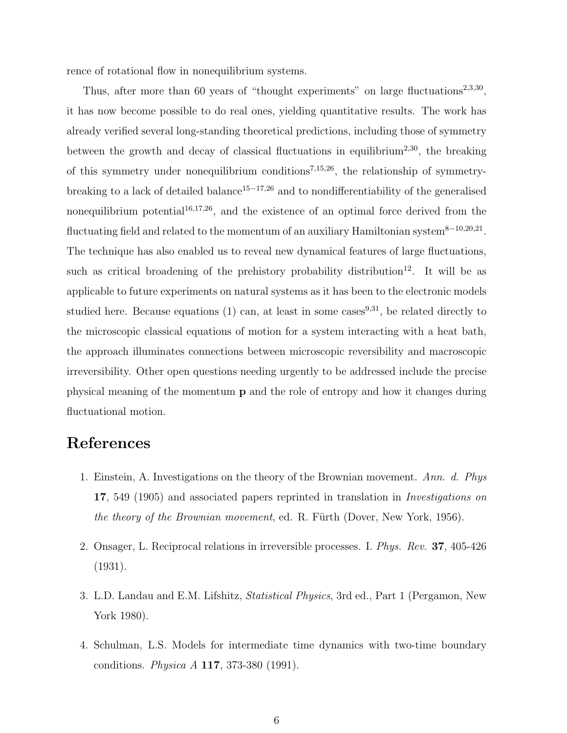rence of rotational flow in nonequilibrium systems.

Thus, after more than 60 years of "thought experiments" on large fluctuations[2,3,30], it has now become possible to do real ones, yielding quantitative results. The work has already verified several long-standing theoretical predictions, including those of symmetry between the growth and decay of classical fluctuations in equilibrium[2,30], the breaking of this symmetry under nonequilibrium conditions[7,15,26], the relationship of symmetry-breaking to a lack of detailed balance[15−17,26] and to nondifferentiability of the generalised nonequilibrium potential[16,17,26], and the existence of an optimal force derived from the fluctuating field and related to the momentum of an auxiliary Hamiltonian system[8−10,20,21]. The technique has also enabled us to reveal new dynamical features of large fluctuations, such as critical broadening of the prehistory probability distribution[12]. It will be as applicable to future experiments on natural systems as it has been to the electronic models studied here. Because equations (1) can, at least in some cases[9,31], be related directly to the microscopic classical equations of motion for a system interacting with a heat bath, the approach illuminates connections between microscopic reversibility and macroscopic irreversibility. Other open questions needing urgently to be addressed include the precise physical meaning of the momentum $\mathbf{p}$ and the role of entropy and how it changes during fluctuational motion.

# References

1. Einstein, A. Investigations on the theory of the Brownian movement. *Ann. d. Phys* **17**, 549 (1905) and associated papers reprinted in translation in *Investigations on the theory of the Brownian movement*, ed. R. Fürth (Dover, New York, 1956).

2. Onsager, L. Reciprocal relations in irreversible processes. I. *Phys. Rev.* **37**, 405-426 (1931).

3. L.D. Landau and E.M. Lifshitz, *Statistical Physics*, 3rd ed., Part 1 (Pergamon, New York 1980).

4. Schulman, L.S. Models for intermediate time dynamics with two-time boundary conditions. *Physica A* **117**, 373-380 (1991).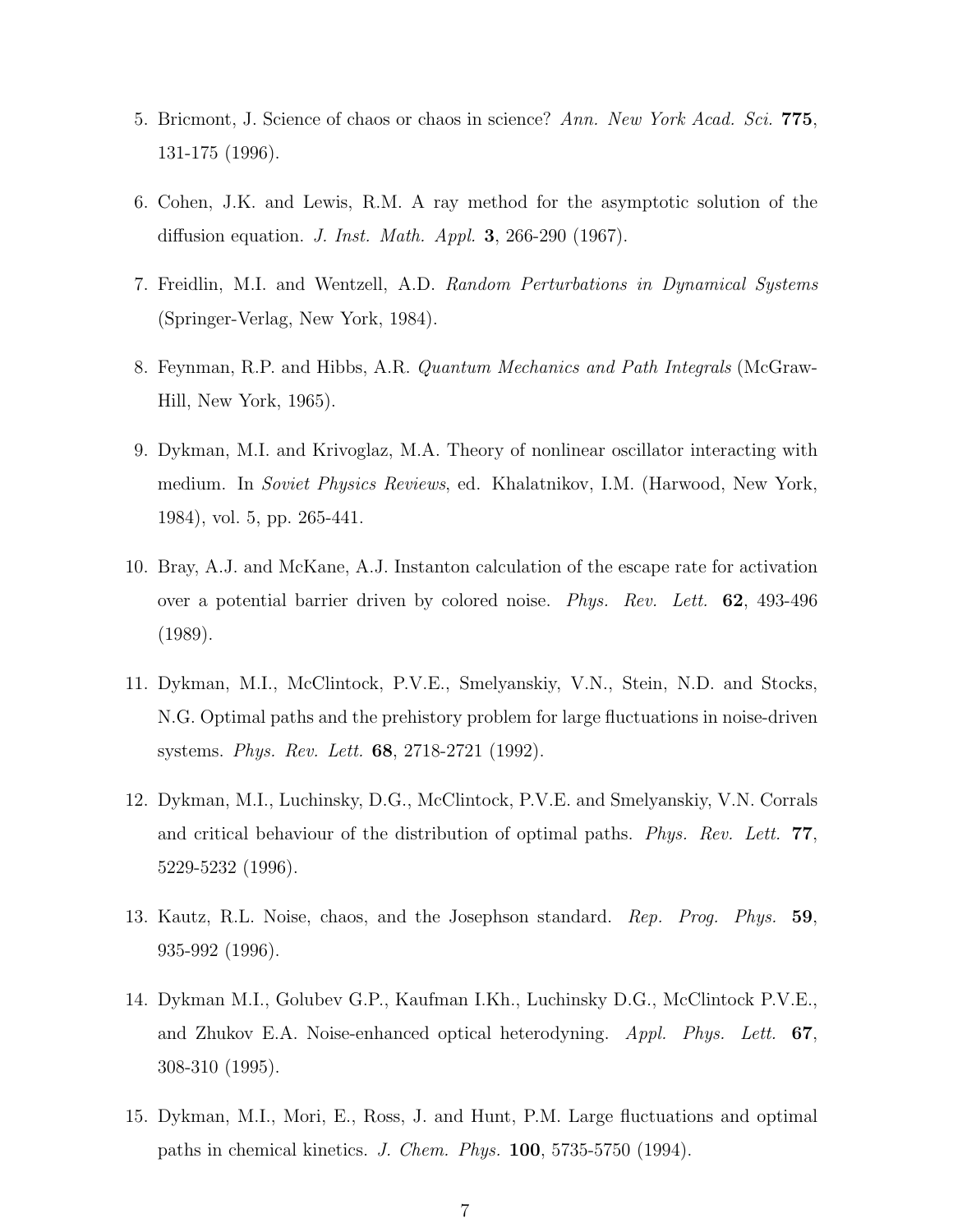5. Bricmont, J. Science of chaos or chaos in science? *Ann. New York Acad. Sci.* **775**, 131-175 (1996).

6. Cohen, J.K. and Lewis, R.M. A ray method for the asymptotic solution of the diffusion equation. *J. Inst. Math. Appl.* **3**, 266-290 (1967).

7. Freidlin, M.I. and Wentzell, A.D. *Random Perturbations in Dynamical Systems* (Springer-Verlag, New York, 1984).

8. Feynman, R.P. and Hibbs, A.R. *Quantum Mechanics and Path Integrals* (McGraw-Hill, New York, 1965).

9. Dykman, M.I. and Krivoglaz, M.A. Theory of nonlinear oscillator interacting with medium. In *Soviet Physics Reviews*, ed. Khalatnikov, I.M. (Harwood, New York, 1984), vol. 5, pp. 265-441.

10. Bray, A.J. and McKane, A.J. Instanton calculation of the escape rate for activation over a potential barrier driven by colored noise. *Phys. Rev. Lett.* **62**, 493-496 (1989).

11. Dykman, M.I., McClintock, P.V.E., Smelyanskiy, V.N., Stein, N.D. and Stocks, N.G. Optimal paths and the prehistory problem for large fluctuations in noise-driven systems. *Phys. Rev. Lett.* **68**, 2718-2721 (1992).

12. Dykman, M.I., Luchinsky, D.G., McClintock, P.V.E. and Smelyanskiy, V.N. Corrals and critical behaviour of the distribution of optimal paths. *Phys. Rev. Lett.* **77**, 5229-5232 (1996).

13. Kautz, R.L. Noise, chaos, and the Josephson standard. *Rep. Prog. Phys.* **59**, 935-992 (1996).

14. Dykman M.I., Golubev G.P., Kaufman I.Kh., Luchinsky D.G., McClintock P.V.E., and Zhukov E.A. Noise-enhanced optical heterodyning. *Appl. Phys. Lett.* **67**, 308-310 (1995).

15. Dykman, M.I., Mori, E., Ross, J. and Hunt, P.M. Large fluctuations and optimal paths in chemical kinetics. *J. Chem. Phys.* **100**, 5735-5750 (1994).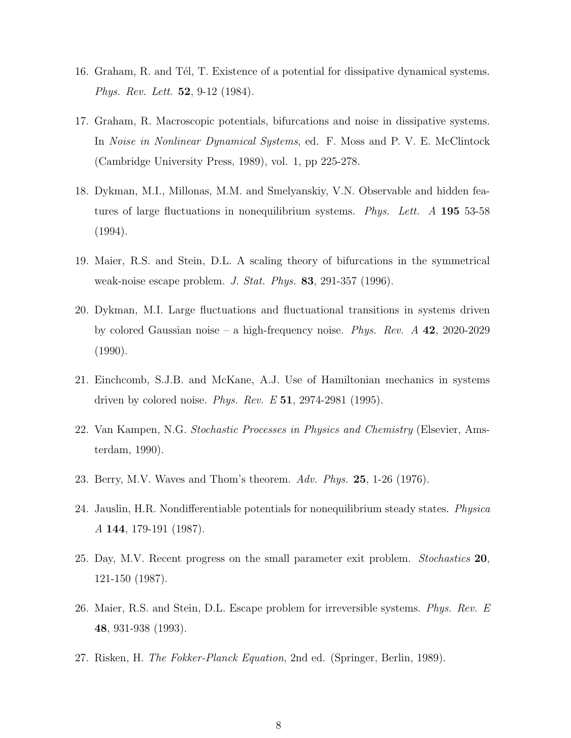16. Graham, R. and Tél, T. Existence of a potential for dissipative dynamical systems. *Phys. Rev. Lett.* **52**, 9-12 (1984).

17. Graham, R. Macroscopic potentials, bifurcations and noise in dissipative systems. In *Noise in Nonlinear Dynamical Systems*, ed. F. Moss and P. V. E. McClintock (Cambridge University Press, 1989), vol. 1, pp 225-278.

18. Dykman, M.I., Millonas, M.M. and Smelyanskiy, V.N. Observable and hidden features of large fluctuations in nonequilibrium systems. *Phys. Lett. A* **195** 53-58 (1994).

19. Maier, R.S. and Stein, D.L. A scaling theory of bifurcations in the symmetrical weak-noise escape problem. *J. Stat. Phys.* **83**, 291-357 (1996).

20. Dykman, M.I. Large fluctuations and fluctuational transitions in systems driven by colored Gaussian noise – a high-frequency noise. *Phys. Rev. A* **42**, 2020-2029 (1990).

21. Einchcomb, S.J.B. and McKane, A.J. Use of Hamiltonian mechanics in systems driven by colored noise. *Phys. Rev. E* **51**, 2974-2981 (1995).

22. Van Kampen, N.G. *Stochastic Processes in Physics and Chemistry* (Elsevier, Amsterdam, 1990).

23. Berry, M.V. Waves and Thom's theorem. *Adv. Phys.* **25**, 1-26 (1976).

24. Jauslin, H.R. Nondifferentiable potentials for nonequilibrium steady states. *Physica A* **144**, 179-191 (1987).

25. Day, M.V. Recent progress on the small parameter exit problem. *Stochastics* **20**, 121-150 (1987).

26. Maier, R.S. and Stein, D.L. Escape problem for irreversible systems. *Phys. Rev. E* **48**, 931-938 (1993).

27. Risken, H. *The Fokker-Planck Equation*, 2nd ed. (Springer, Berlin, 1989).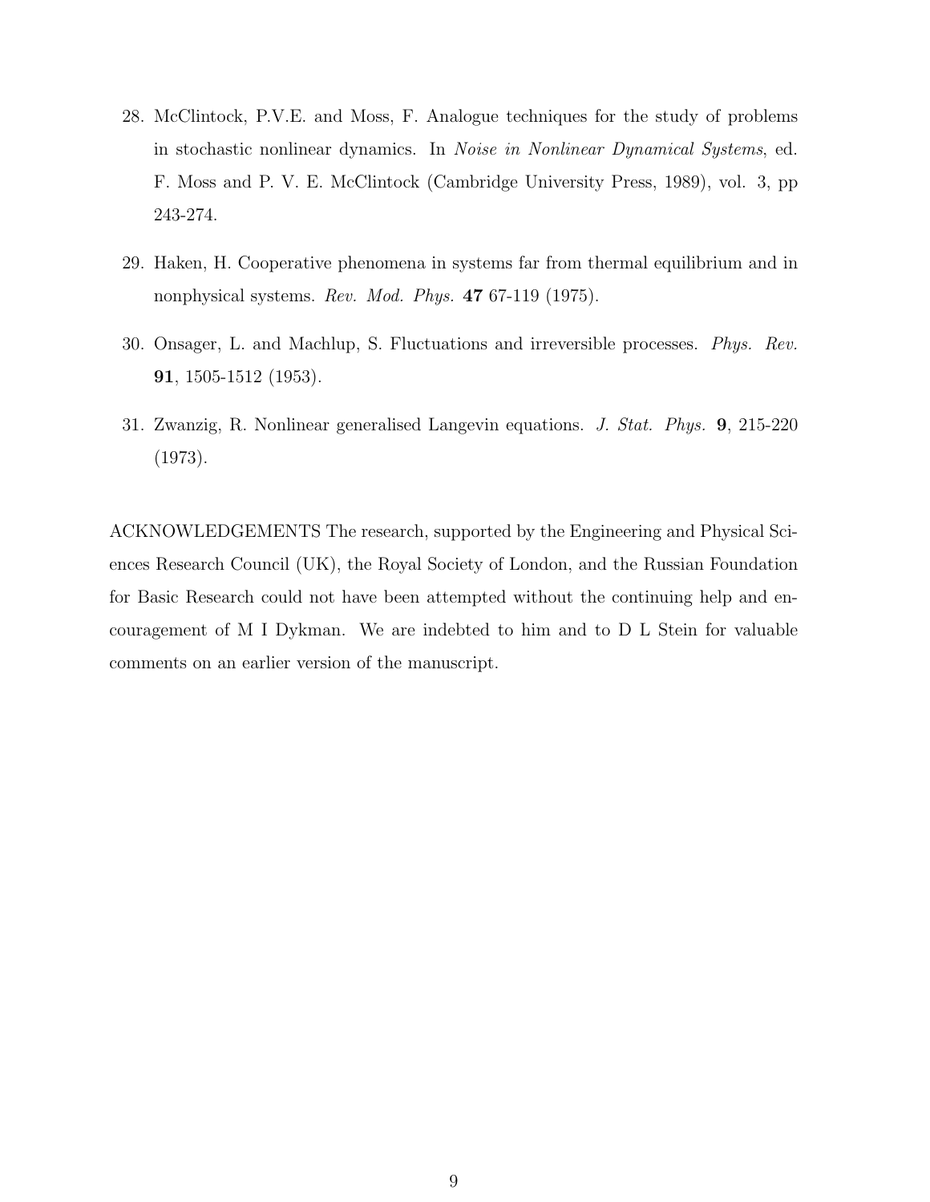28. McClintock, P.V.E. and Moss, F. Analogue techniques for the study of problems in stochastic nonlinear dynamics. In *Noise in Nonlinear Dynamical Systems*, ed. F. Moss and P. V. E. McClintock (Cambridge University Press, 1989), vol. 3, pp 243-274.

29. Haken, H. Cooperative phenomena in systems far from thermal equilibrium and in nonphysical systems. *Rev. Mod. Phys.* **47** 67-119 (1975).

30. Onsager, L. and Machlup, S. Fluctuations and irreversible processes. *Phys. Rev.* **91**, 1505-1512 (1953).

31. Zwanzig, R. Nonlinear generalised Langevin equations. *J. Stat. Phys.* **9**, 215-220 (1973).

ACKNOWLEDGEMENTS The research, supported by the Engineering and Physical Sciences Research Council (UK), the Royal Society of London, and the Russian Foundation for Basic Research could not have been attempted without the continuing help and encouragement of M I Dykman. We are indebted to him and to D L Stein for valuable comments on an earlier version of the manuscript.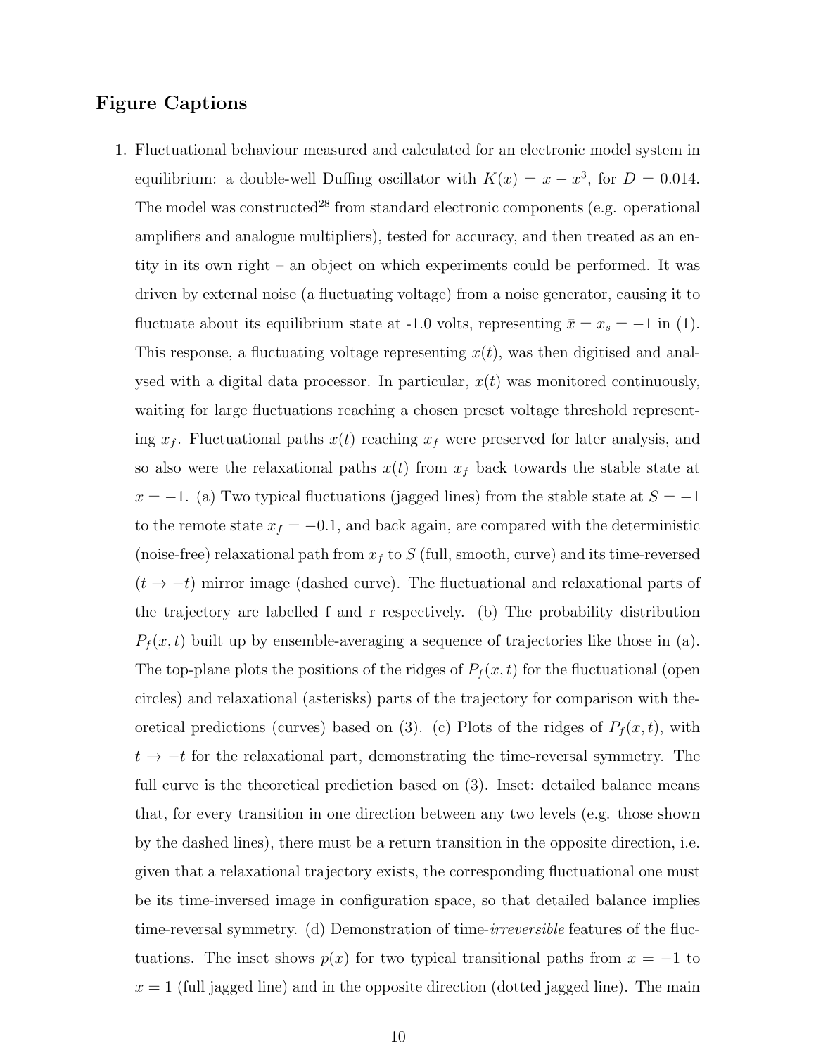## Figure Captions

1. Fluctuational behaviour measured and calculated for an electronic model system in equilibrium: a double-well Duffing oscillator with $K(x) = x - x^3$, for $D = 0.014$. The model was constructed[28] from standard electronic components (e.g. operational amplifiers and analogue multipliers), tested for accuracy, and then treated as an entity in its own right – an object on which experiments could be performed. It was driven by external noise (a fluctuating voltage) from a noise generator, causing it to fluctuate about its equilibrium state at -1.0 volts, representing $\bar{x} = x_s = -1$ in (1). This response, a fluctuating voltage representing $x(t)$, was then digitised and analysed with a digital data processor. In particular, $x(t)$ was monitored continuously, waiting for large fluctuations reaching a chosen preset voltage threshold representing $x_f$. Fluctuational paths $x(t)$ reaching $x_f$ were preserved for later analysis, and so also were the relaxational paths $x(t)$ from $x_f$ back towards the stable state at $x = -1$. (a) Two typical fluctuations (jagged lines) from the stable state at $S = -1$ to the remote state $x_f = -0.1$, and back again, are compared with the deterministic (noise-free) relaxational path from $x_f$ to $S$ (full, smooth, curve) and its time-reversed ($t \to -t$) mirror image (dashed curve). The fluctuational and relaxational parts of the trajectory are labelled f and r respectively. (b) The probability distribution $P_f(x, t)$ built up by ensemble-averaging a sequence of trajectories like those in (a). The top-plane plots the positions of the ridges of $P_f(x, t)$ for the fluctuational (open circles) and relaxational (asterisks) parts of the trajectory for comparison with theoretical predictions (curves) based on (3). (c) Plots of the ridges of $P_f(x, t)$, with $t \to -t$ for the relaxational part, demonstrating the time-reversal symmetry. The full curve is the theoretical prediction based on (3). Inset: detailed balance means that, for every transition in one direction between any two levels (e.g. those shown by the dashed lines), there must be a return transition in the opposite direction, i.e. given that a relaxational trajectory exists, the corresponding fluctuational one must be its time-inversed image in configuration space, so that detailed balance implies time-reversal symmetry. (d) Demonstration of time-*irreversible* features of the fluctuations. The inset shows $p(x)$ for two typical transitional paths from $x = -1$ to $x = 1$ (full jagged line) and in the opposite direction (dotted jagged line). The main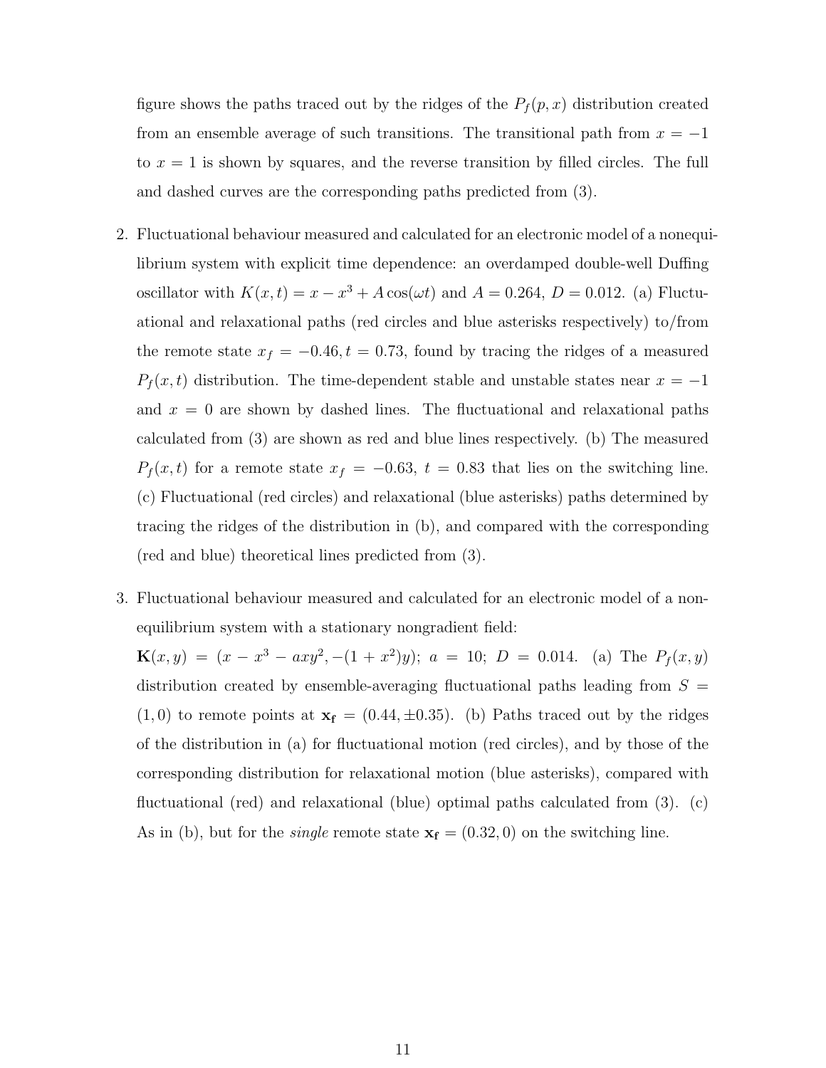figure shows the paths traced out by the ridges of the $P_f(p, x)$ distribution created from an ensemble average of such transitions. The transitional path from $x = -1$ to $x = 1$ is shown by squares, and the reverse transition by filled circles. The full and dashed curves are the corresponding paths predicted from (3).

2. Fluctuational behaviour measured and calculated for an electronic model of a nonequilibrium system with explicit time dependence: an overdamped double-well Duffing oscillator with $K(x, t) = x - x^3 + A\cos(\omega t)$ and $A = 0.264$, $D = 0.012$. (a) Fluctuational and relaxational paths (red circles and blue asterisks respectively) to/from the remote state $x_f = -0.46, t = 0.73$, found by tracing the ridges of a measured $P_f(x, t)$ distribution. The time-dependent stable and unstable states near $x = -1$ and $x = 0$ are shown by dashed lines. The fluctuational and relaxational paths calculated from (3) are shown as red and blue lines respectively. (b) The measured $P_f(x, t)$ for a remote state $x_f = -0.63$, $t = 0.83$ that lies on the switching line. (c) Fluctuational (red circles) and relaxational (blue asterisks) paths determined by tracing the ridges of the distribution in (b), and compared with the corresponding (red and blue) theoretical lines predicted from (3).

3. Fluctuational behaviour measured and calculated for an electronic model of a nonequilibrium system with a stationary nongradient field:
$\mathbf{K}(x, y) = (x - x^3 - axy^2, -(1 + x^2)y)$; $a = 10$; $D = 0.014$. (a) The $P_f(x, y)$ distribution created by ensemble-averaging fluctuational paths leading from $S = (1, 0)$ to remote points at $\mathbf{x_f} = (0.44, \pm 0.35)$. (b) Paths traced out by the ridges of the distribution in (a) for fluctuational motion (red circles), and by those of the corresponding distribution for relaxational motion (blue asterisks), compared with fluctuational (red) and relaxational (blue) optimal paths calculated from (3). (c) As in (b), but for the *single* remote state $\mathbf{x_f} = (0.32, 0)$ on the switching line.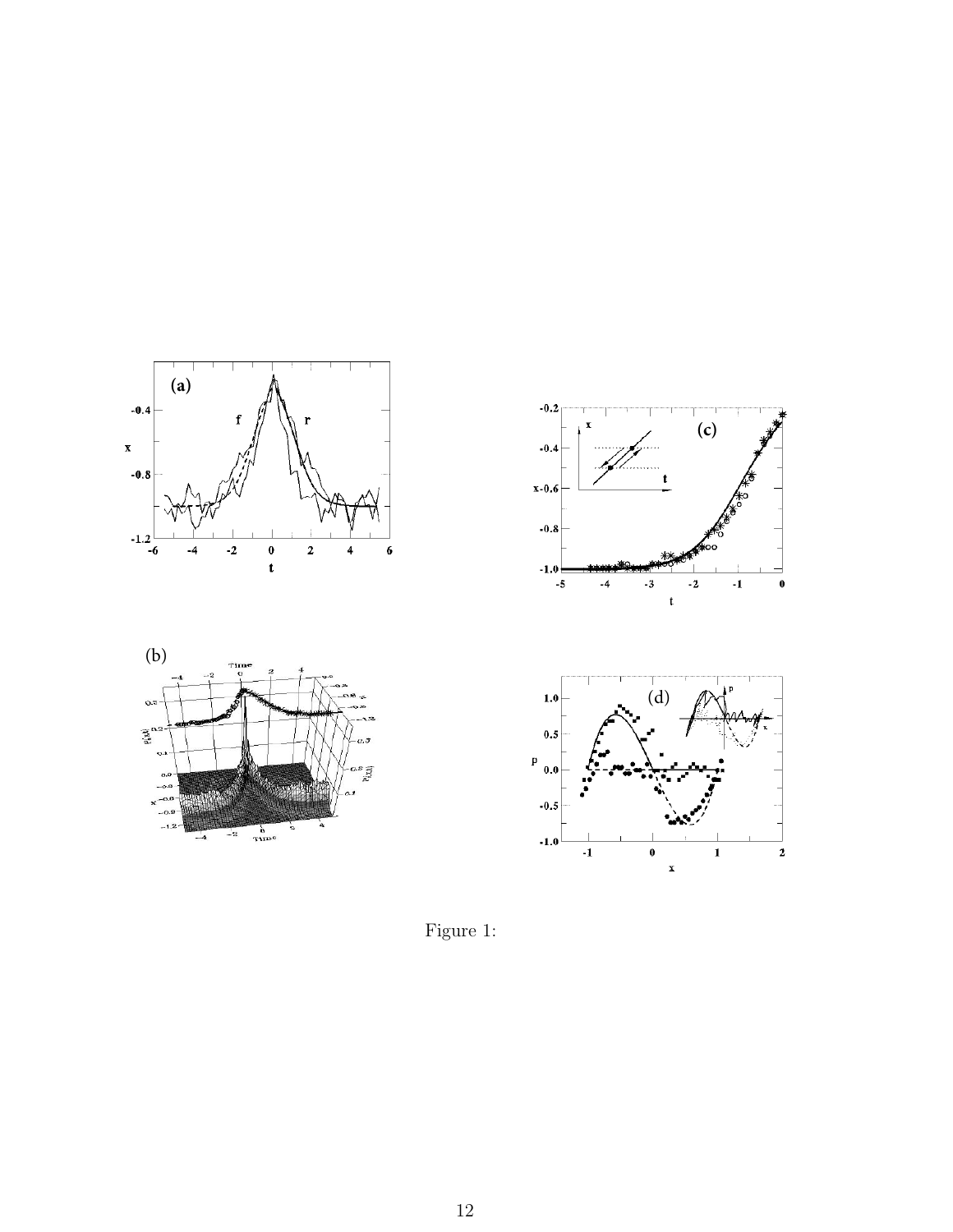Figure 1: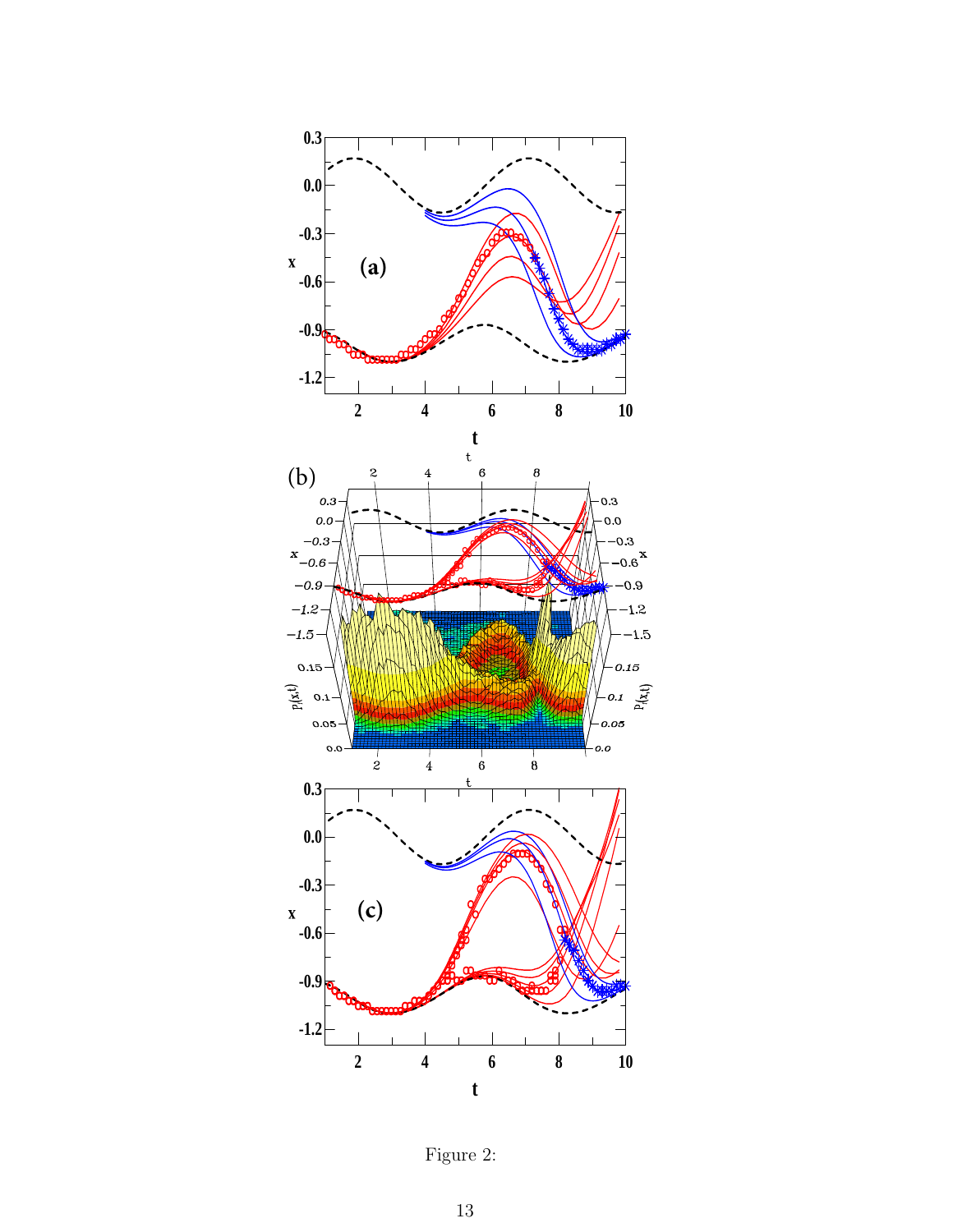Figure 2: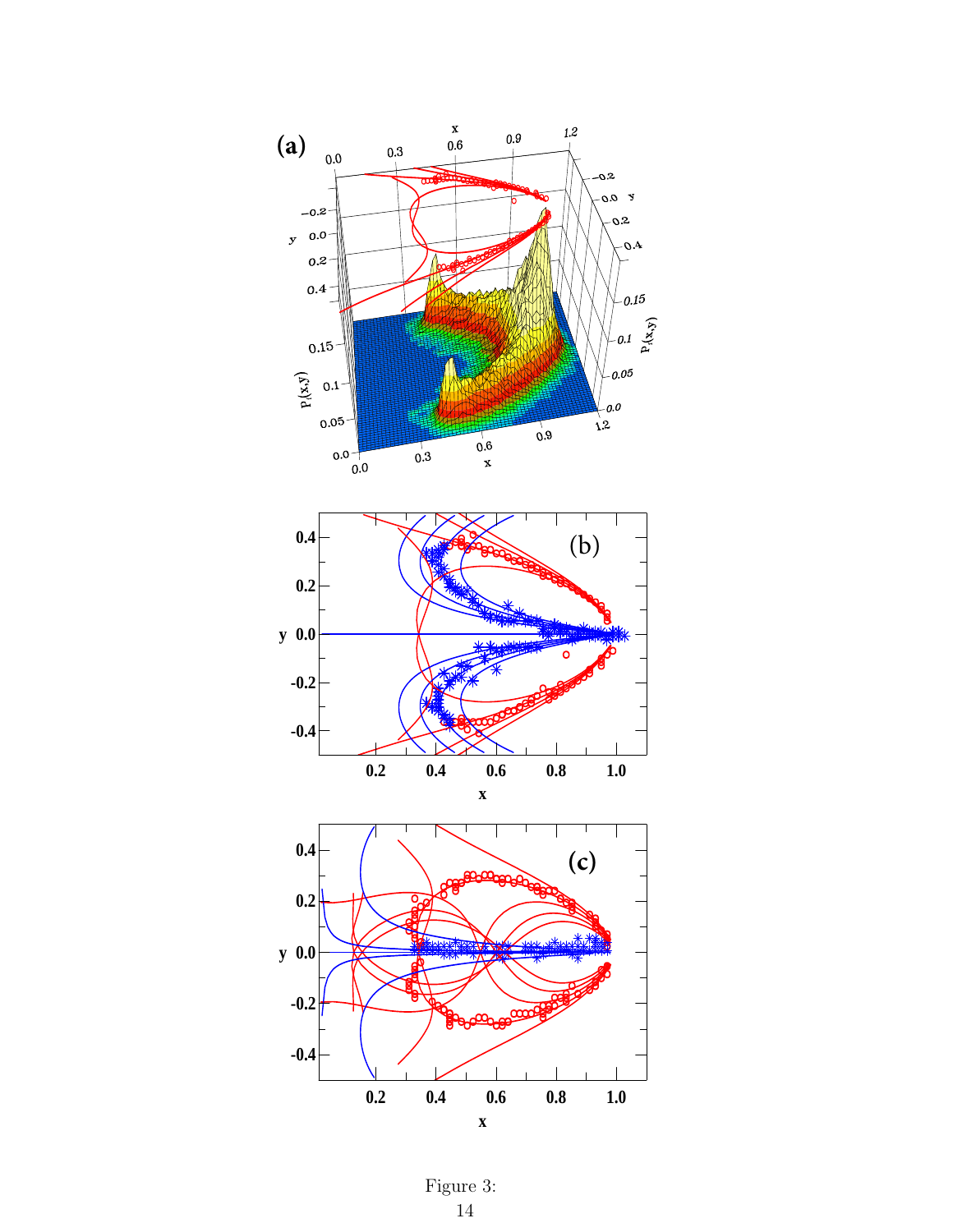(a)

x

0.0 0.3 0.6 0.9 1.2

y

-0.2 0.0 0.2 0.4

$p_t(x,y)$

0.15 0.1 0.05 0.0

0.0 0.3 0.6 0.9 1.2

x

(b)

y

0.4 0.2 0.0 -0.2 -0.4

0.2 0.4 0.6 0.8 1.0

x

(c)

y

0.4 0.2 0.0 -0.2 -0.4

0.2 0.4 0.6 0.8 1.0

x

Figure 3: